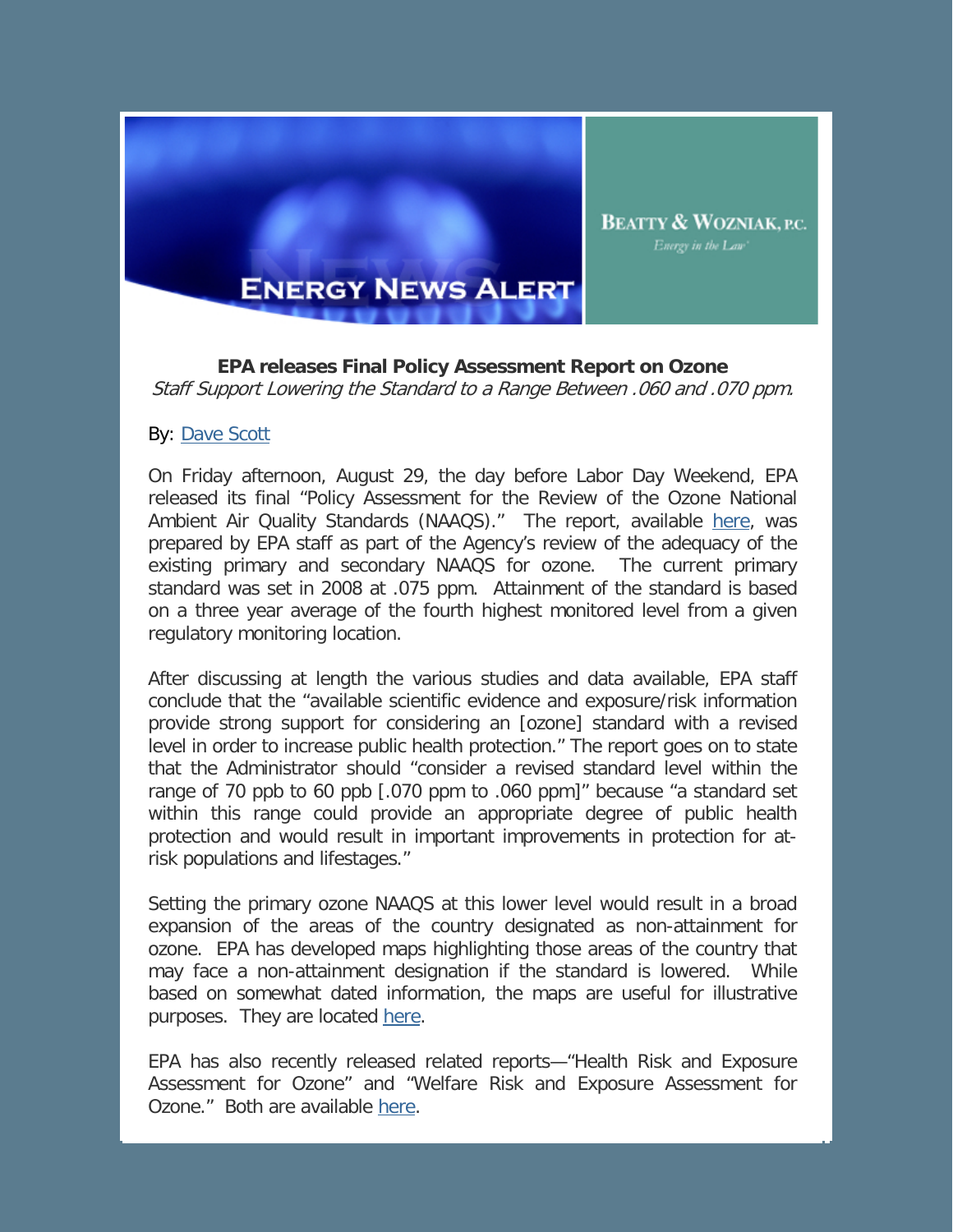**ENERGY NEWS ALERT**

**BEATTY & WOZNIAK, P.C.**
*Energy in the Law*

## EPA releases Final Policy Assessment Report on Ozone

*Staff Support Lowering the Standard to a Range Between .060 and .070 ppm.*

By: Dave Scott

On Friday afternoon, August 29, the day before Labor Day Weekend, EPA released its final "Policy Assessment for the Review of the Ozone National Ambient Air Quality Standards (NAAQS)." The report, available here, was prepared by EPA staff as part of the Agency's review of the adequacy of the existing primary and secondary NAAQS for ozone. The current primary standard was set in 2008 at .075 ppm. Attainment of the standard is based on a three year average of the fourth highest monitored level from a given regulatory monitoring location.

After discussing at length the various studies and data available, EPA staff conclude that the "available scientific evidence and exposure/risk information provide strong support for considering an [ozone] standard with a revised level in order to increase public health protection." The report goes on to state that the Administrator should "consider a revised standard level within the range of 70 ppb to 60 ppb [.070 ppm to .060 ppm]" because "a standard set within this range could provide an appropriate degree of public health protection and would result in important improvements in protection for at-risk populations and lifestages."

Setting the primary ozone NAAQS at this lower level would result in a broad expansion of the areas of the country designated as non-attainment for ozone. EPA has developed maps highlighting those areas of the country that may face a non-attainment designation if the standard is lowered. While based on somewhat dated information, the maps are useful for illustrative purposes. They are located here.

EPA has also recently released related reports—"Health Risk and Exposure Assessment for Ozone" and "Welfare Risk and Exposure Assessment for Ozone." Both are available here.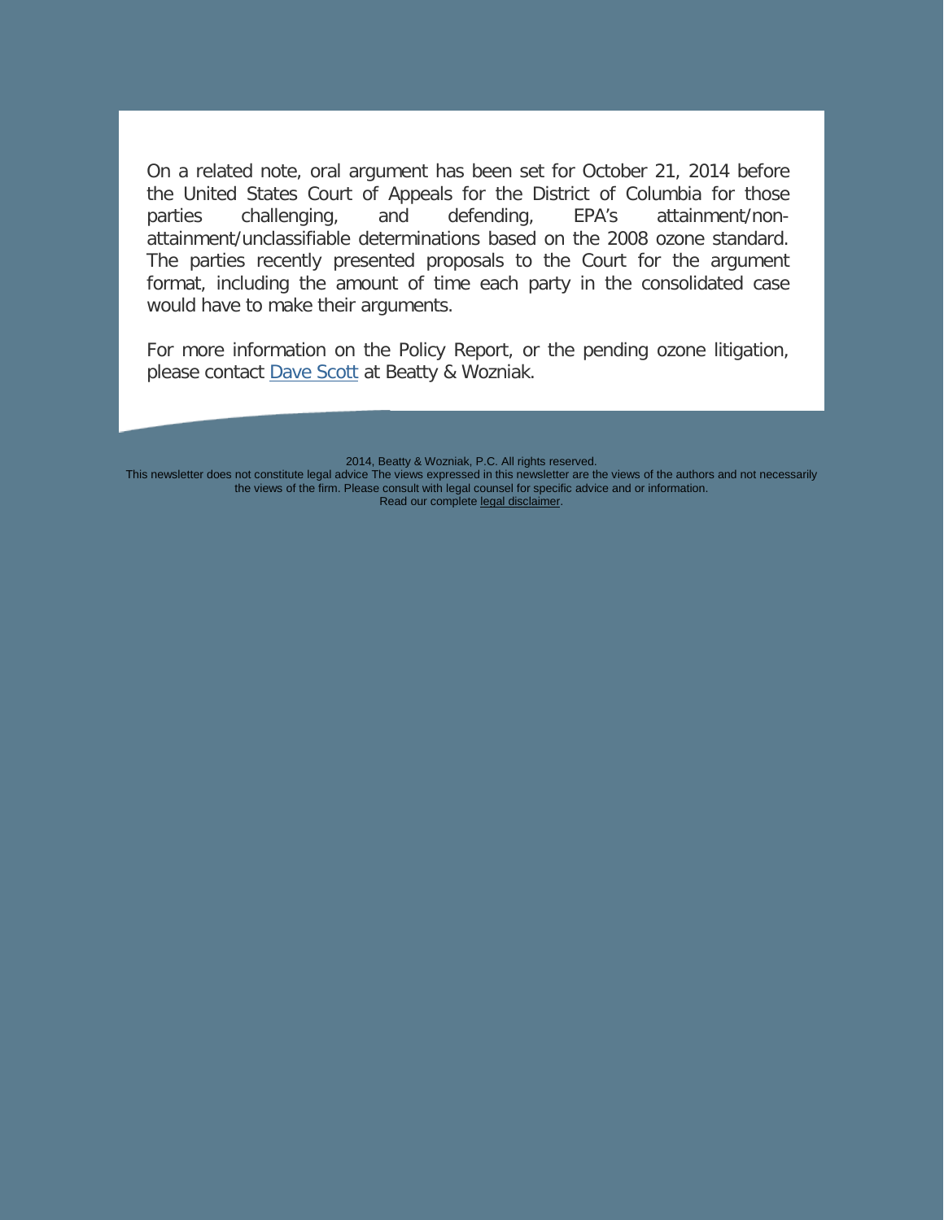On a related note, oral argument has been set for October 21, 2014 before the United States Court of Appeals for the District of Columbia for those parties challenging, and defending, EPA's attainment/non-attainment/unclassifiable determinations based on the 2008 ozone standard. The parties recently presented proposals to the Court for the argument format, including the amount of time each party in the consolidated case would have to make their arguments.

For more information on the Policy Report, or the pending ozone litigation, please contact Dave Scott at Beatty & Wozniak.

2014, Beatty & Wozniak, P.C. All rights reserved.
This newsletter does not constitute legal advice The views expressed in this newsletter are the views of the authors and not necessarily the views of the firm. Please consult with legal counsel for specific advice and or information.
Read our complete legal disclaimer.